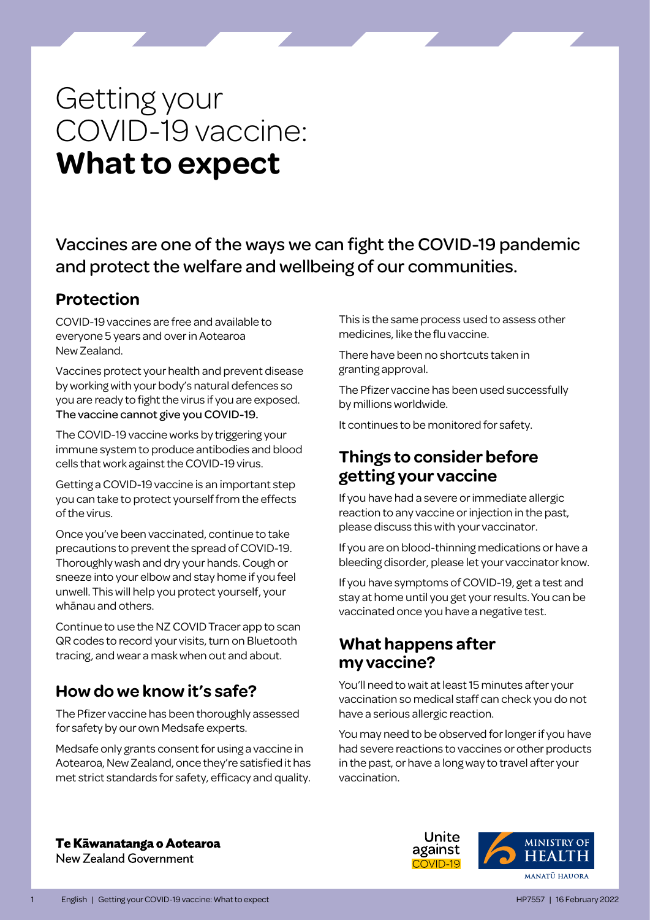# Getting your COVID-19 vaccine: **What to expect**

## Vaccines are one of the ways we can fight the COVID-19 pandemic and protect the welfare and wellbeing of our communities.

### Protection

COVID-19 vaccines are free and available to everyone 5 years and over in Aotearoa New Zealand.

Vaccines protect your health and prevent disease by working with your body's natural defences so you are ready to fight the virus if you are exposed. **The vaccine cannot give you COVID-19.**

The COVID-19 vaccine works by triggering your immune system to produce antibodies and blood cells that work against the COVID-19 virus.

Getting a COVID-19 vaccine is an important step you can take to protect yourself from the effects of the virus.

Once you've been vaccinated, continue to take precautions to prevent the spread of COVID-19. Thoroughly wash and dry your hands. Cough or sneeze into your elbow and stay home if you feel unwell. This will help you protect yourself, your whānau and others.

Continue to use the NZ COVID Tracer app to scan QR codes to record your visits, turn on Bluetooth tracing, and wear a mask when out and about.

### How do we know it's safe?

The Pfizer vaccine has been thoroughly assessed for safety by our own Medsafe experts.

Medsafe only grants consent for using a vaccine in Aotearoa, New Zealand, once they're satisfied it has met strict standards for safety, efficacy and quality.

This is the same process used to assess other medicines, like the flu vaccine.

There have been no shortcuts taken in granting approval.

The Pfizer vaccine has been used successfully by millions worldwide.

It continues to be monitored for safety.

### Things to consider before getting your vaccine

If you have had a severe or immediate allergic reaction to any vaccine or injection in the past, please discuss this with your vaccinator.

If you are on blood-thinning medications or have a bleeding disorder, please let your vaccinator know.

If you have symptoms of COVID-19, get a test and stay at home until you get your results. You can be vaccinated once you have a negative test.

### What happens after my vaccine?

You'll need to wait at least 15 minutes after your vaccination so medical staff can check you do not have a serious allergic reaction.

You may need to be observed for longer if you have had severe reactions to vaccines or other products in the past, or have a long way to travel after your vaccination.

**Te Kāwanatanga o Aotearoa**
New Zealand Government

Unite against COVID-19

MINISTRY OF HEALTH
MANATŪ HAUORA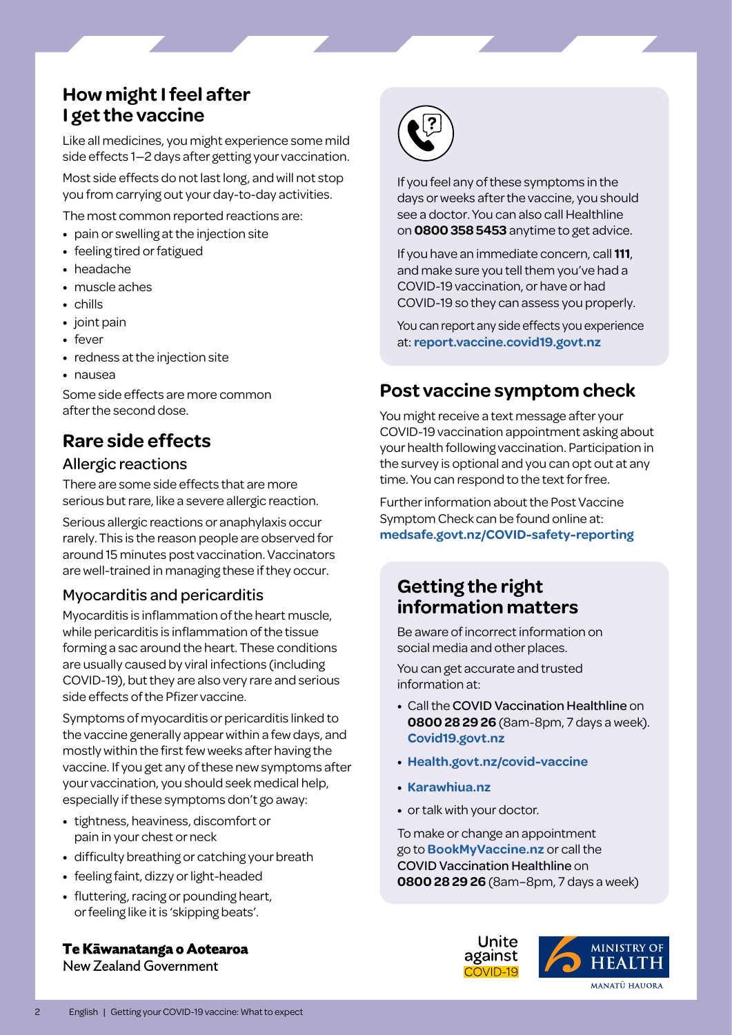## How might I feel after I get the vaccine

Like all medicines, you might experience some mild side effects 1–2 days after getting your vaccination.

Most side effects do not last long, and will not stop you from carrying out your day-to-day activities.

The most common reported reactions are:

- pain or swelling at the injection site
- feeling tired or fatigued
- headache
- muscle aches
- chills
- joint pain
- fever
- redness at the injection site
- nausea

Some side effects are more common after the second dose.

## Rare side effects

### Allergic reactions

There are some side effects that are more serious but rare, like a severe allergic reaction.

Serious allergic reactions or anaphylaxis occur rarely. This is the reason people are observed for around 15 minutes post vaccination. Vaccinators are well-trained in managing these if they occur.

### Myocarditis and pericarditis

Myocarditis is inflammation of the heart muscle, while pericarditis is inflammation of the tissue forming a sac around the heart. These conditions are usually caused by viral infections (including COVID-19), but they are also very rare and serious side effects of the Pfizer vaccine.

Symptoms of myocarditis or pericarditis linked to the vaccine generally appear within a few days, and mostly within the first few weeks after having the vaccine. If you get any of these new symptoms after your vaccination, you should seek medical help, especially if these symptoms don't go away:

- tightness, heaviness, discomfort or pain in your chest or neck
- difficulty breathing or catching your breath
- feeling faint, dizzy or light-headed
- fluttering, racing or pounding heart, or feeling like it is 'skipping beats'.

If you feel any of these symptoms in the days or weeks after the vaccine, you should see a doctor. You can also call Healthline on **0800 358 5453** anytime to get advice.

If you have an immediate concern, call **111**, and make sure you tell them you've had a COVID-19 vaccination, or have or had COVID-19 so they can assess you properly.

You can report any side effects you experience at: **report.vaccine.covid19.govt.nz**

## Post vaccine symptom check

You might receive a text message after your COVID-19 vaccination appointment asking about your health following vaccination. Participation in the survey is optional and you can opt out at any time. You can respond to the text for free.

Further information about the Post Vaccine Symptom Check can be found online at: **medsafe.govt.nz/COVID-safety-reporting**

## Getting the right information matters

Be aware of incorrect information on social media and other places.

You can get accurate and trusted information at:

- Call the COVID Vaccination Healthline on **0800 28 29 26** (8am-8pm, 7 days a week). **Covid19.govt.nz**
- **Health.govt.nz/covid-vaccine**
- **Karawhiua.nz**
- or talk with your doctor.

To make or change an appointment go to **BookMyVaccine.nz** or call the COVID Vaccination Healthline on **0800 28 29 26** (8am–8pm, 7 days a week)

**Te Kāwanatanga o Aotearoa**
New Zealand Government

Unite against COVID-19

MINISTRY OF HEALTH
MANATŪ HAUORA